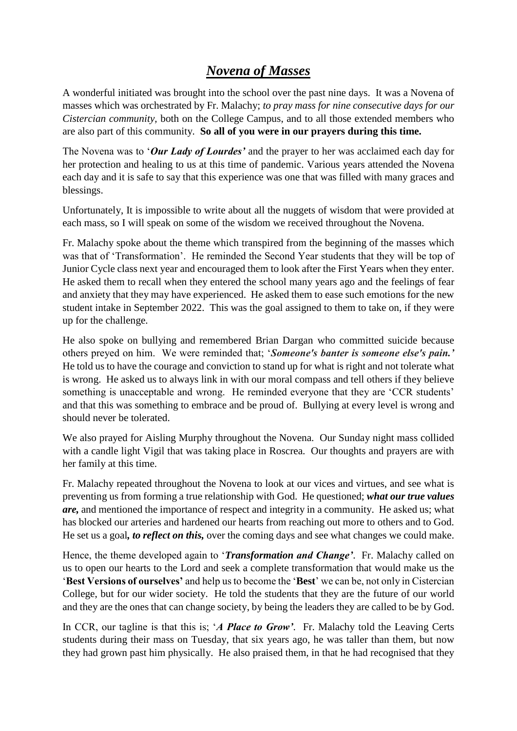# ***Novena of Masses***

A wonderful initiated was brought into the school over the past nine days. It was a Novena of masses which was orchestrated by Fr. Malachy; *to pray mass for nine consecutive days for our Cistercian community*, both on the College Campus, and to all those extended members who are also part of this community. **So all of you were in our prayers during this time.**

The Novena was to '***Our Lady of Lourdes'*** and the prayer to her was acclaimed each day for her protection and healing to us at this time of pandemic. Various years attended the Novena each day and it is safe to say that this experience was one that was filled with many graces and blessings.

Unfortunately, It is impossible to write about all the nuggets of wisdom that were provided at each mass, so I will speak on some of the wisdom we received throughout the Novena.

Fr. Malachy spoke about the theme which transpired from the beginning of the masses which was that of 'Transformation'. He reminded the Second Year students that they will be top of Junior Cycle class next year and encouraged them to look after the First Years when they enter. He asked them to recall when they entered the school many years ago and the feelings of fear and anxiety that they may have experienced. He asked them to ease such emotions for the new student intake in September 2022. This was the goal assigned to them to take on, if they were up for the challenge.

He also spoke on bullying and remembered Brian Dargan who committed suicide because others preyed on him. We were reminded that; '***Someone's banter is someone else's pain.'*** He told us to have the courage and conviction to stand up for what is right and not tolerate what is wrong. He asked us to always link in with our moral compass and tell others if they believe something is unacceptable and wrong. He reminded everyone that they are 'CCR students' and that this was something to embrace and be proud of. Bullying at every level is wrong and should never be tolerated.

We also prayed for Aisling Murphy throughout the Novena. Our Sunday night mass collided with a candle light Vigil that was taking place in Roscrea. Our thoughts and prayers are with her family at this time.

Fr. Malachy repeated throughout the Novena to look at our vices and virtues, and see what is preventing us from forming a true relationship with God. He questioned; ***what our true values are,*** and mentioned the importance of respect and integrity in a community. He asked us; what has blocked our arteries and hardened our hearts from reaching out more to others and to God. He set us a goal***, to reflect on this,*** over the coming days and see what changes we could make.

Hence, the theme developed again to '***Transformation and Change'***. Fr. Malachy called on us to open our hearts to the Lord and seek a complete transformation that would make us the '**Best Versions of ourselves'** and help us to become the '**Best**' we can be, not only in Cistercian College, but for our wider society. He told the students that they are the future of our world and they are the ones that can change society, by being the leaders they are called to be by God.

In CCR, our tagline is that this is; '***A Place to Grow'***. Fr. Malachy told the Leaving Certs students during their mass on Tuesday, that six years ago, he was taller than them, but now they had grown past him physically. He also praised them, in that he had recognised that they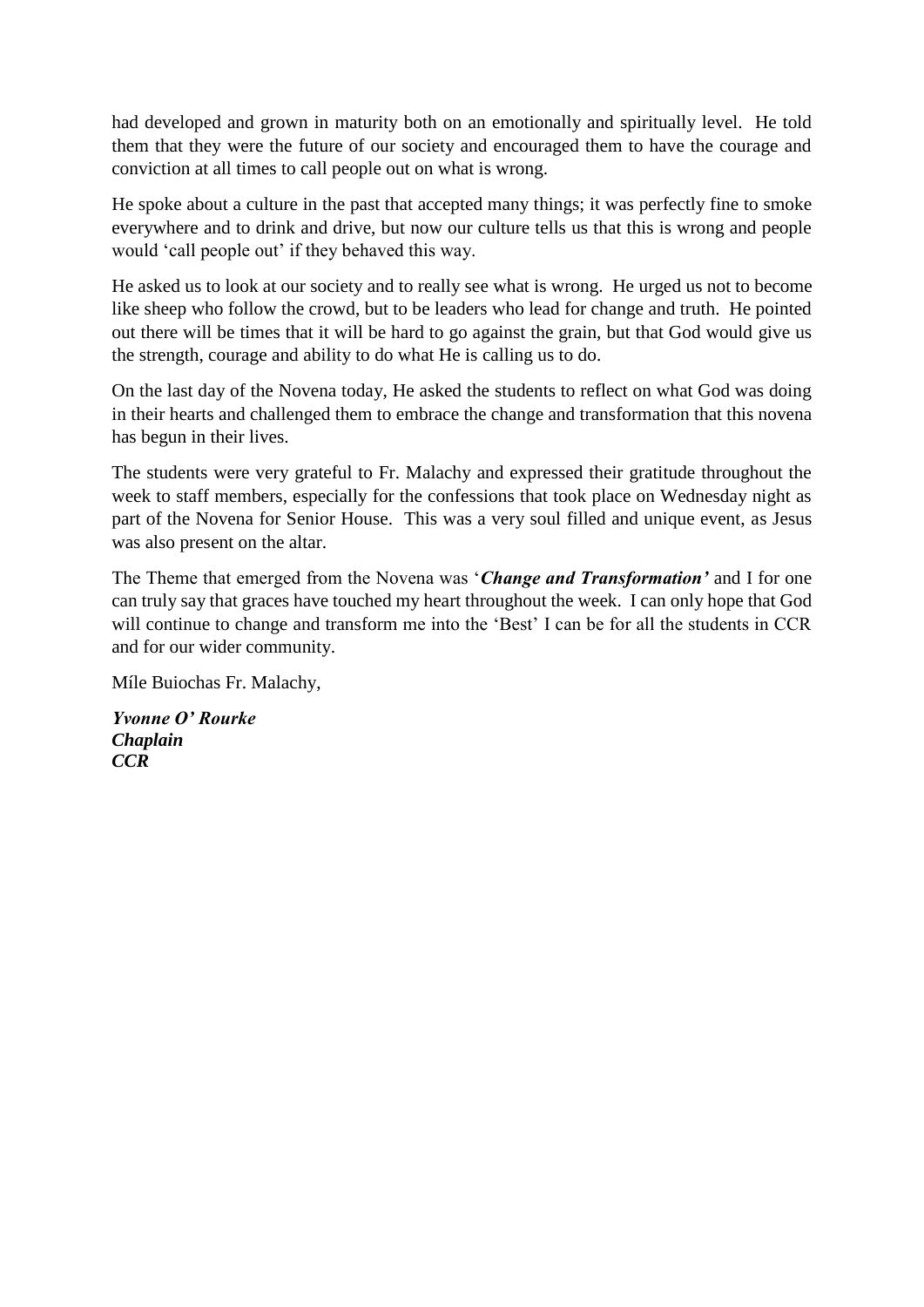had developed and grown in maturity both on an emotionally and spiritually level. He told them that they were the future of our society and encouraged them to have the courage and conviction at all times to call people out on what is wrong.

He spoke about a culture in the past that accepted many things; it was perfectly fine to smoke everywhere and to drink and drive, but now our culture tells us that this is wrong and people would 'call people out' if they behaved this way.

He asked us to look at our society and to really see what is wrong. He urged us not to become like sheep who follow the crowd, but to be leaders who lead for change and truth. He pointed out there will be times that it will be hard to go against the grain, but that God would give us the strength, courage and ability to do what He is calling us to do.

On the last day of the Novena today, He asked the students to reflect on what God was doing in their hearts and challenged them to embrace the change and transformation that this novena has begun in their lives.

The students were very grateful to Fr. Malachy and expressed their gratitude throughout the week to staff members, especially for the confessions that took place on Wednesday night as part of the Novena for Senior House. This was a very soul filled and unique event, as Jesus was also present on the altar.

The Theme that emerged from the Novena was '***Change and Transformation'*** and I for one can truly say that graces have touched my heart throughout the week. I can only hope that God will continue to change and transform me into the 'Best' I can be for all the students in CCR and for our wider community.

Míle Buiochas Fr. Malachy,

***Yvonne O' Rourke***
***Chaplain***
***CCR***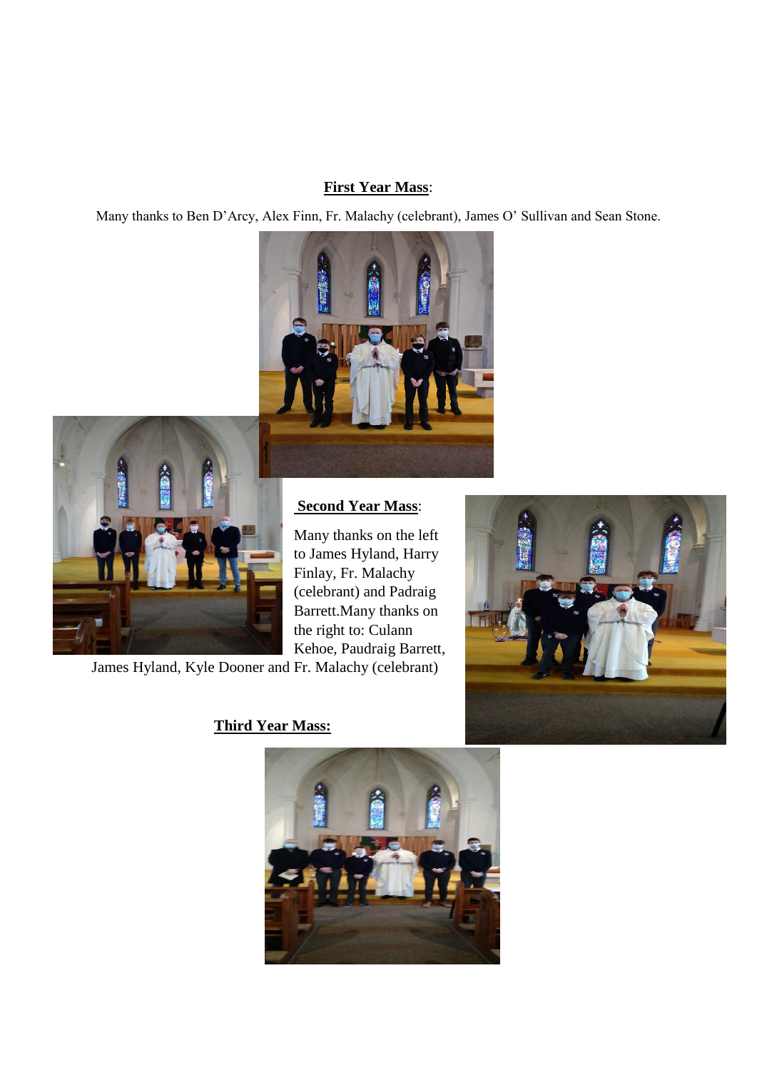**First Year Mass**:

Many thanks to Ben D'Arcy, Alex Finn, Fr. Malachy (celebrant), James O' Sullivan and Sean Stone.

**Second Year Mass**:

Many thanks on the left to James Hyland, Harry Finlay, Fr. Malachy (celebrant) and Padraig Barrett.Many thanks on the right to: Culann Kehoe, Paudraig Barrett, James Hyland, Kyle Dooner and Fr. Malachy (celebrant)

**Third Year Mass:**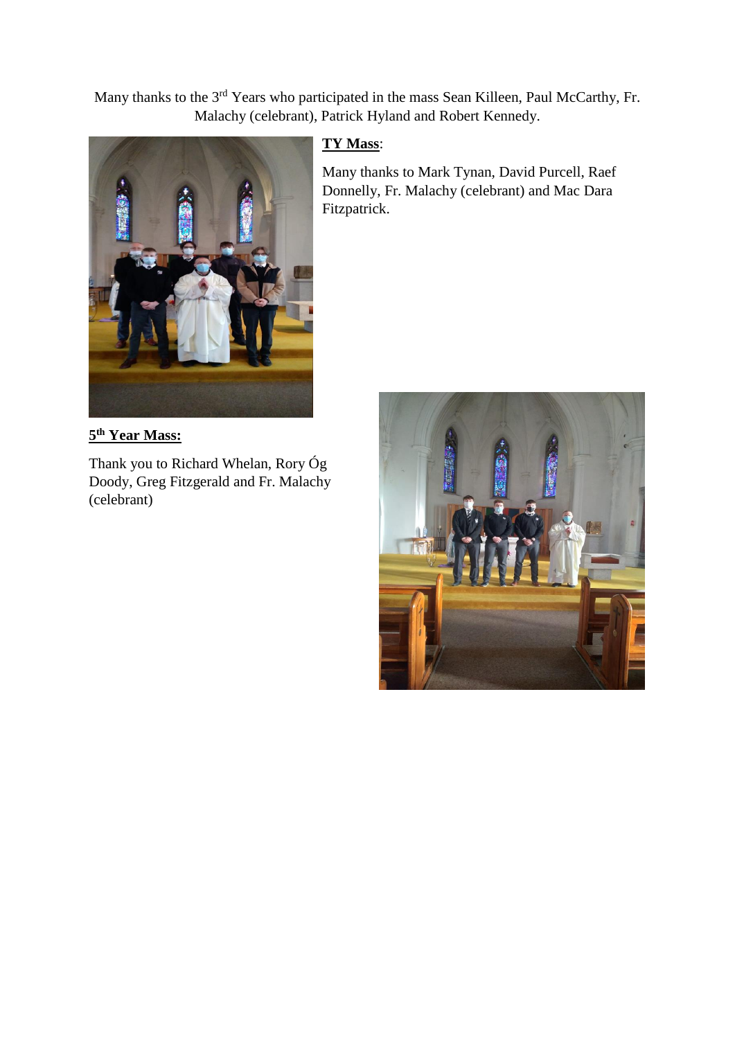Many thanks to the 3rd Years who participated in the mass Sean Killeen, Paul McCarthy, Fr. Malachy (celebrant), Patrick Hyland and Robert Kennedy.

**TY Mass**:

Many thanks to Mark Tynan, David Purcell, Raef Donnelly, Fr. Malachy (celebrant) and Mac Dara Fitzpatrick.

**5th Year Mass:**

Thank you to Richard Whelan, Rory Óg Doody, Greg Fitzgerald and Fr. Malachy (celebrant)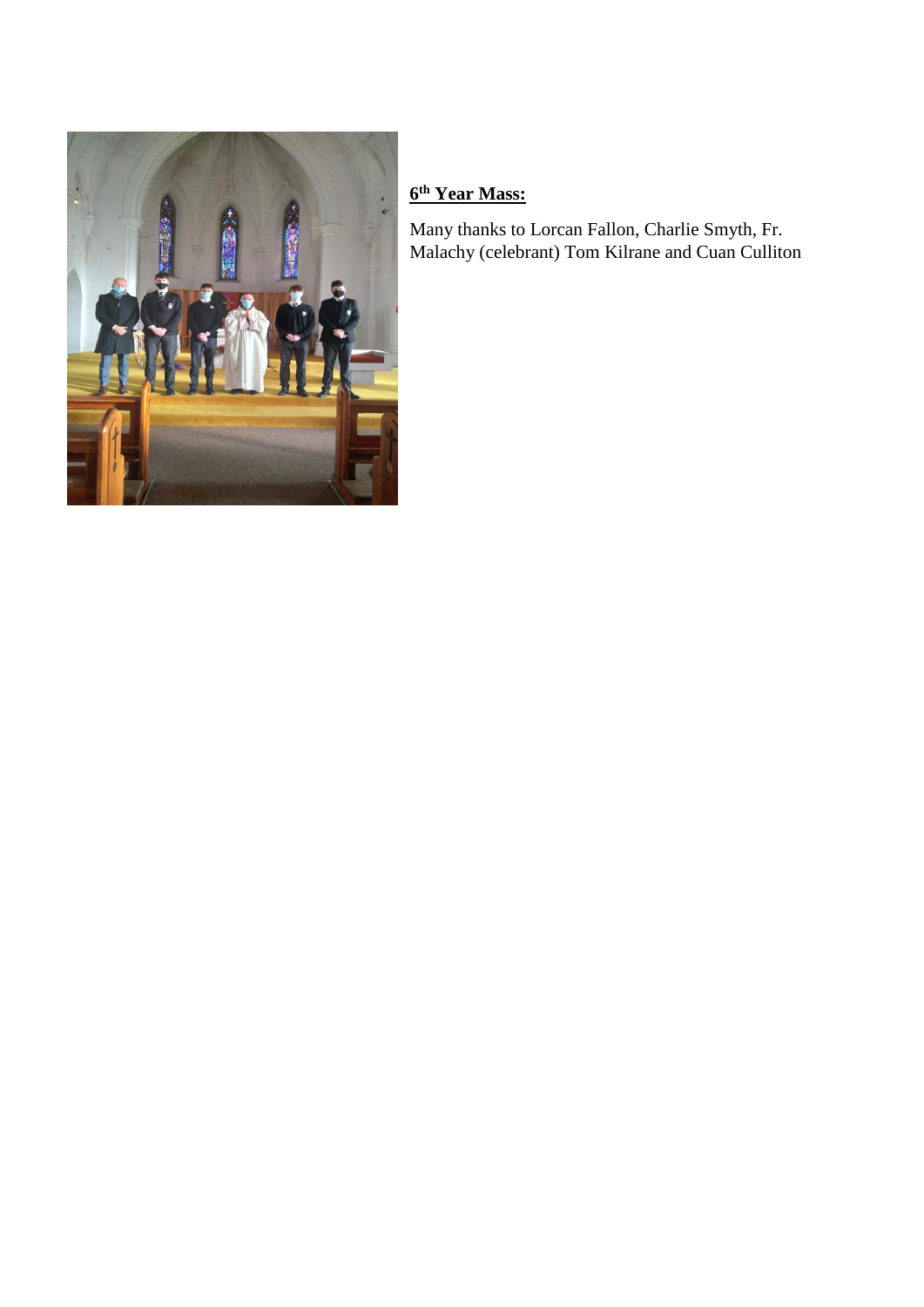**6th Year Mass:**

Many thanks to Lorcan Fallon, Charlie Smyth, Fr. Malachy (celebrant) Tom Kilrane and Cuan Culliton